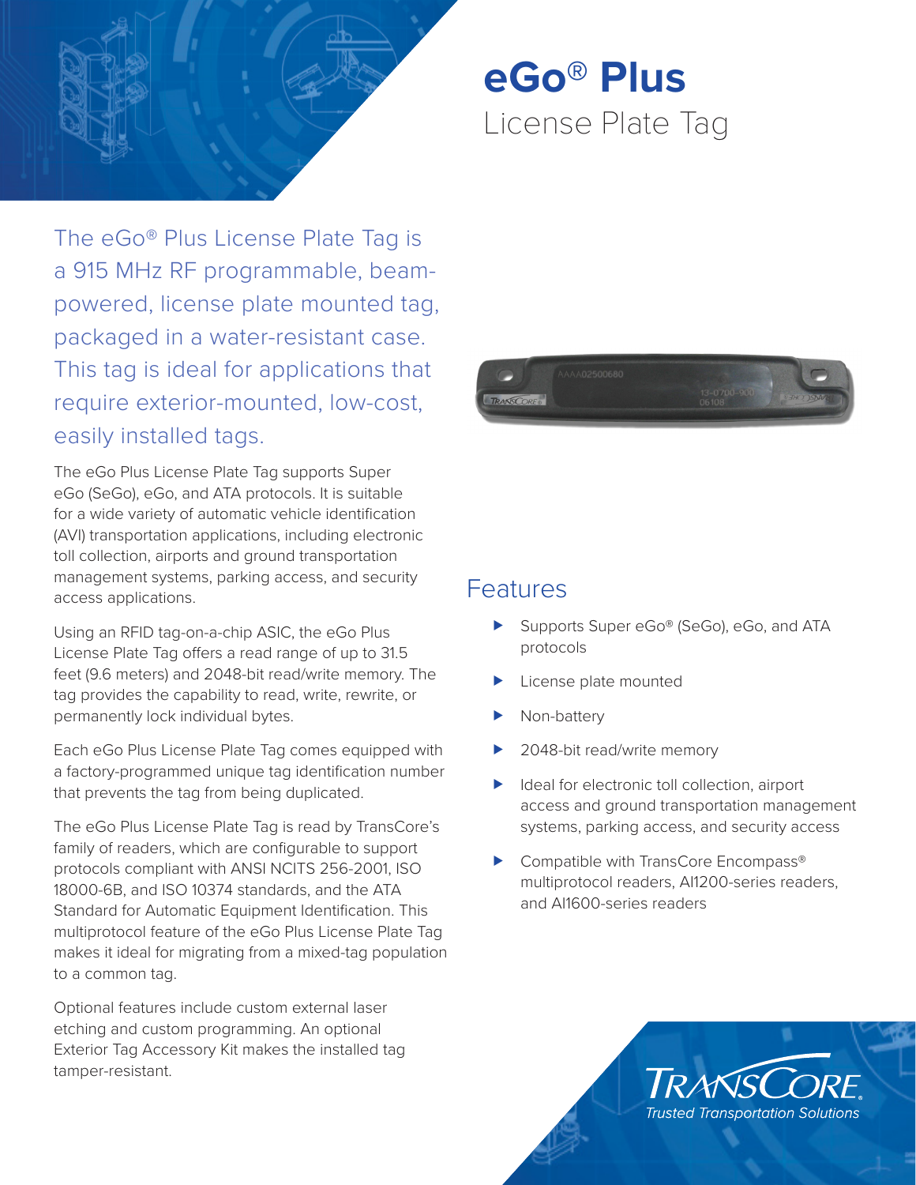# eGo® Plus

## License Plate Tag

The eGo® Plus License Plate Tag is a 915 MHz RF programmable, beam-powered, license plate mounted tag, packaged in a water-resistant case. This tag is ideal for applications that require exterior-mounted, low-cost, easily installed tags.

The eGo Plus License Plate Tag supports Super eGo (SeGo), eGo, and ATA protocols. It is suitable for a wide variety of automatic vehicle identification (AVI) transportation applications, including electronic toll collection, airports and ground transportation management systems, parking access, and security access applications.

Using an RFID tag-on-a-chip ASIC, the eGo Plus License Plate Tag offers a read range of up to 31.5 feet (9.6 meters) and 2048-bit read/write memory. The tag provides the capability to read, write, rewrite, or permanently lock individual bytes.

Each eGo Plus License Plate Tag comes equipped with a factory-programmed unique tag identification number that prevents the tag from being duplicated.

The eGo Plus License Plate Tag is read by TransCore's family of readers, which are configurable to support protocols compliant with ANSI NCITS 256-2001, ISO 18000-6B, and ISO 10374 standards, and the ATA Standard for Automatic Equipment Identification. This multiprotocol feature of the eGo Plus License Plate Tag makes it ideal for migrating from a mixed-tag population to a common tag.

Optional features include custom external laser etching and custom programming. An optional Exterior Tag Accessory Kit makes the installed tag tamper-resistant.

## Features

- Supports Super eGo® (SeGo), eGo, and ATA protocols
- License plate mounted
- Non-battery
- 2048-bit read/write memory
- Ideal for electronic toll collection, airport access and ground transportation management systems, parking access, and security access
- Compatible with TransCore Encompass® multiprotocol readers, AI1200-series readers, and AI1600-series readers

TransCore
*Trusted Transportation Solutions*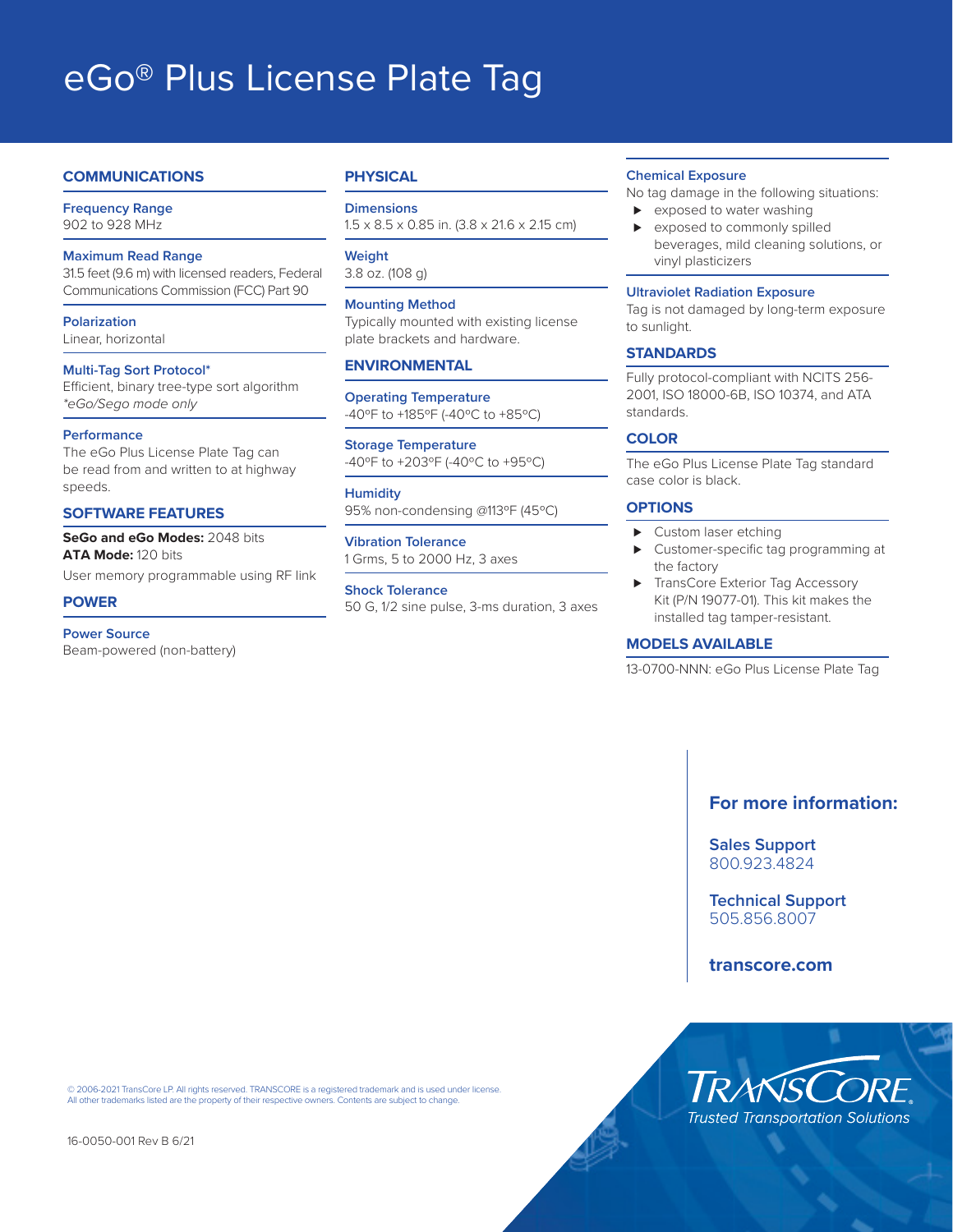# eGo® Plus License Plate Tag

## COMMUNICATIONS

### Frequency Range
902 to 928 MHz

### Maximum Read Range
31.5 feet (9.6 m) with licensed readers, Federal Communications Commission (FCC) Part 90

### Polarization
Linear, horizontal

### Multi-Tag Sort Protocol*
Efficient, binary tree-type sort algorithm
*eGo/Sego mode only*

### Performance
The eGo Plus License Plate Tag can be read from and written to at highway speeds.

## SOFTWARE FEATURES

**SeGo and eGo Modes:** 2048 bits
**ATA Mode:** 120 bits

User memory programmable using RF link

## POWER

### Power Source
Beam-powered (non-battery)

## PHYSICAL

### Dimensions
1.5 x 8.5 x 0.85 in. (3.8 x 21.6 x 2.15 cm)

### Weight
3.8 oz. (108 g)

### Mounting Method
Typically mounted with existing license plate brackets and hardware.

## ENVIRONMENTAL

### Operating Temperature
-40ºF to +185ºF (-40ºC to +85ºC)

### Storage Temperature
-40ºF to +203ºF (-40ºC to +95ºC)

### Humidity
95% non-condensing @113ºF (45ºC)

### Vibration Tolerance
1 Grms, 5 to 2000 Hz, 3 axes

### Shock Tolerance
50 G, 1/2 sine pulse, 3-ms duration, 3 axes

### Chemical Exposure
No tag damage in the following situations:

- exposed to water washing
- exposed to commonly spilled beverages, mild cleaning solutions, or vinyl plasticizers

### Ultraviolet Radiation Exposure
Tag is not damaged by long-term exposure to sunlight.

## STANDARDS

Fully protocol-compliant with NCITS 256-2001, ISO 18000-6B, ISO 10374, and ATA standards.

## COLOR

The eGo Plus License Plate Tag standard case color is black.

## OPTIONS

- Custom laser etching
- Customer-specific tag programming at the factory
- TransCore Exterior Tag Accessory Kit (P/N 19077-01). This kit makes the installed tag tamper-resistant.

## MODELS AVAILABLE

13-0700-NNN: eGo Plus License Plate Tag

**For more information:**

**Sales Support**
800.923.4824

**Technical Support**
505.856.8007

**transcore.com**

© 2006-2021 TransCore LP. All rights reserved. TRANSCORE is a registered trademark and is used under license. All other trademarks listed are the property of their respective owners. Contents are subject to change.

16-0050-001 Rev B 6/21

TRANSCORE
Trusted Transportation Solutions